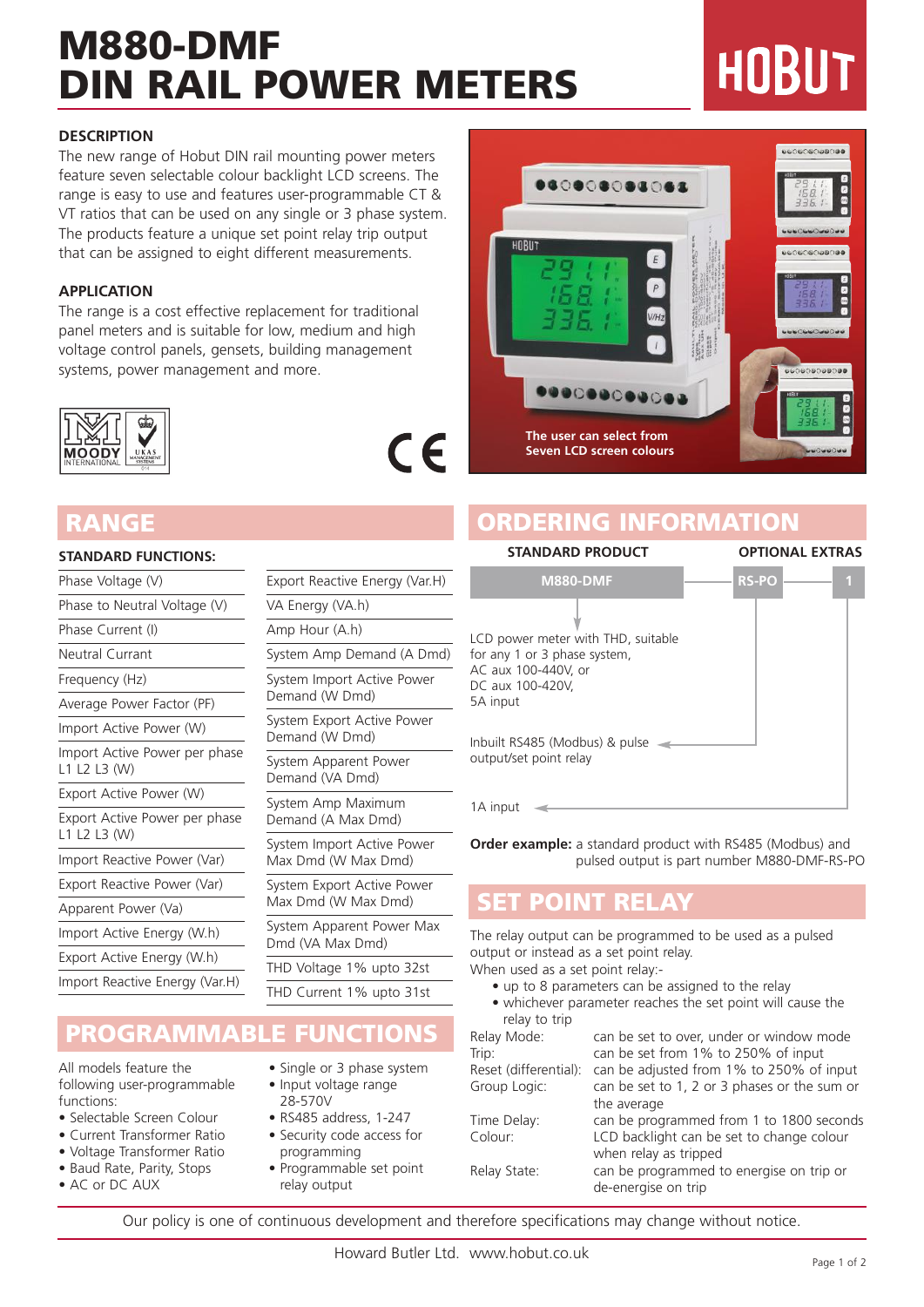# M880-DMF
# DIN RAIL POWER METERS

HOBUT

### DESCRIPTION

The new range of Hobut DIN rail mounting power meters feature seven selectable colour backlight LCD screens. The range is easy to use and features user-programmable CT & VT ratios that can be used on any single or 3 phase system. The products feature a unique set point relay trip output that can be assigned to eight different measurements.

### APPLICATION

The range is a cost effective replacement for traditional panel meters and is suitable for low, medium and high voltage control panels, gensets, building management systems, power management and more.

The user can select from Seven LCD screen colours

## RANGE

### STANDARD FUNCTIONS:

| | |
|---|---|
| Phase Voltage (V) | Export Reactive Energy (Var.H) |
| Phase to Neutral Voltage (V) | VA Energy (VA.h) |
| Phase Current (I) | Amp Hour (A.h) |
| Neutral Currant | System Amp Demand (A Dmd) |
| Frequency (Hz) | System Import Active Power Demand (W Dmd) |
| Average Power Factor (PF) | System Export Active Power Demand (W Dmd) |
| Import Active Power (W) | System Apparent Power Demand (VA Dmd) |
| Import Active Power per phase L1 L2 L3 (W) | System Amp Maximum Demand (A Max Dmd) |
| Export Active Power (W) | System Import Active Power Max Dmd (W Max Dmd) |
| Export Active Power per phase L1 L2 L3 (W) | System Export Active Power Max Dmd (W Max Dmd) |
| Import Reactive Power (Var) | System Apparent Power Max Dmd (VA Max Dmd) |
| Export Reactive Power (Var) | THD Voltage 1% upto 32st |
| Apparent Power (Va) | THD Current 1% upto 31st |
| Import Active Energy (W.h) | |
| Export Active Energy (W.h) | |
| Import Reactive Energy (Var.H) | |

## PROGRAMMABLE FUNCTIONS

All models feature the following user-programmable functions:

- Selectable Screen Colour
- Current Transformer Ratio
- Voltage Transformer Ratio
- Baud Rate, Parity, Stops
- AC or DC AUX
- Single or 3 phase system
- Input voltage range 28-570V
- RS485 address, 1-247
- Security code access for programming
- Programmable set point relay output

## ORDERING INFORMATION

| STANDARD PRODUCT | OPTIONAL EXTRAS | |
|---|---|---|
| M880-DMF | RS-PO | 1 |

- **M880-DMF**: LCD power meter with THD, suitable for any 1 or 3 phase system, AC aux 100-440V, or DC aux 100-420V, 5A input
- **RS-PO**: Inbuilt RS485 (Modbus) & pulse output/set point relay
- **1**: 1A input

**Order example:** a standard product with RS485 (Modbus) and pulsed output is part number M880-DMF-RS-PO

## SET POINT RELAY

The relay output can be programmed to be used as a pulsed output or instead as a set point relay.
When used as a set point relay:-

- up to 8 parameters can be assigned to the relay
- whichever parameter reaches the set point will cause the relay to trip

| | |
|---|---|
| Relay Mode: | can be set to over, under or window mode |
| Trip: | can be set from 1% to 250% of input |
| Reset (differential): | can be adjusted from 1% to 250% of input |
| Group Logic: | can be set to 1, 2 or 3 phases or the sum or the average |
| Time Delay: | can be programmed from 1 to 1800 seconds |
| Colour: | LCD backlight can be set to change colour when relay as tripped |
| Relay State: | can be programmed to energise on trip or de-energise on trip |

Our policy is one of continuous development and therefore specifications may change without notice.

Howard Butler Ltd. www.hobut.co.uk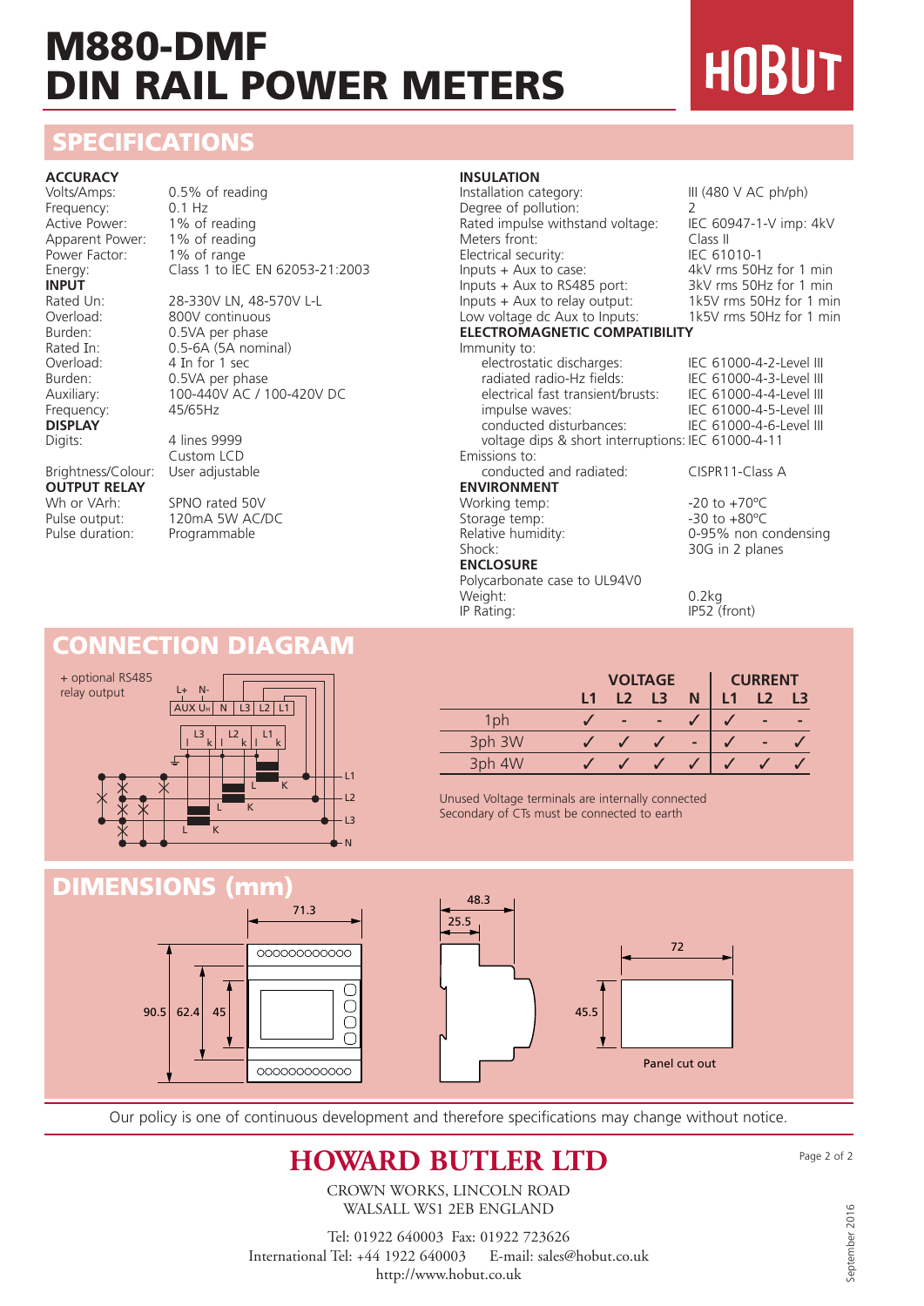# M880-DMF
# DIN RAIL POWER METERS

HOBUT

## SPECIFICATIONS

**ACCURACY**

| | |
|---|---|
| Volts/Amps: | 0.5% of reading |
| Frequency: | 0.1 Hz |
| Active Power: | 1% of reading |
| Apparent Power: | 1% of reading |
| Power Factor: | 1% of range |
| Energy: | Class 1 to IEC EN 62053-21:2003 |

**INPUT**

| | |
|---|---|
| Rated Un: | 28-330V LN, 48-570V L-L |
| Overload: | 800V continuous |
| Burden: | 0.5VA per phase |
| Rated In: | 0.5-6A (5A nominal) |
| Overload: | 4 In for 1 sec |
| Burden: | 0.5VA per phase |
| Auxiliary: | 100-440V AC / 100-420V DC |
| Frequency: | 45/65Hz |

**DISPLAY**

| | |
|---|---|
| Digits: | 4 lines 9999 Custom LCD |
| Brightness/Colour: | User adjustable |

**OUTPUT RELAY**

| | |
|---|---|
| Wh or VArh: | SPNO rated 50V |
| Pulse output: | 120mA 5W AC/DC |
| Pulse duration: | Programmable |

**INSULATION**

| | |
|---|---|
| Installation category: | III (480 V AC ph/ph) |
| Degree of pollution: | 2 |
| Rated impulse withstand voltage: | IEC 60947-1-V imp: 4kV |
| Meters front: | Class II |
| Electrical security: | IEC 61010-1 |
| Inputs + Aux to case: | 4kV rms 50Hz for 1 min |
| Inputs + Aux to RS485 port: | 3kV rms 50Hz for 1 min |
| Inputs + Aux to relay output: | 1k5V rms 50Hz for 1 min |
| Low voltage dc Aux to Inputs: | 1k5V rms 50Hz for 1 min |

**ELECTROMAGNETIC COMPATIBILITY**

Immunity to:

| | |
|---|---|
| electrostatic discharges: | IEC 61000-4-2-Level III |
| radiated radio-Hz fields: | IEC 61000-4-3-Level III |
| electrical fast transient/brusts: | IEC 61000-4-4-Level III |
| impulse waves: | IEC 61000-4-5-Level III |
| conducted disturbances: | IEC 61000-4-6-Level III |
| voltage dips & short interruptions: | IEC 61000-4-11 |

Emissions to:

| | |
|---|---|
| conducted and radiated: | CISPR11-Class A |

**ENVIRONMENT**

| | |
|---|---|
| Working temp: | -20 to +70ºC |
| Storage temp: | -30 to +80ºC |
| Relative humidity: | 0-95% non condensing |
| Shock: | 30G in 2 planes |

**ENCLOSURE**

Polycarbonate case to UL94V0

| | |
|---|---|
| Weight: | 0.2kg |
| IP Rating: | IP52 (front) |

## CONNECTION DIAGRAM

+ optional RS485
relay output

L+ N-
AUX UH N L3 L2 L1
L3 l k L2 l k L1 l k
L K
L1 L2 L3 N

| | VOLTAGE | | | | CURRENT | | |
|---|---|---|---|---|---|---|---|
| | L1 | L2 | L3 | N | L1 | L2 | L3 |
| 1ph | ✓ | - | - | ✓ | ✓ | - | - |
| 3ph 3W | ✓ | ✓ | ✓ | - | ✓ | - | ✓ |
| 3ph 4W | ✓ | ✓ | ✓ | ✓ | ✓ | ✓ | ✓ |

Unused Voltage terminals are internally connected
Secondary of CTs must be connected to earth

## DIMENSIONS (mm)

71.3
90.5
62.4
45
48.3
25.5
72
45.5
Panel cut out

Our policy is one of continuous development and therefore specifications may change without notice.

**HOWARD BUTLER LTD**

CROWN WORKS, LINCOLN ROAD
WALSALL WS1 2EB ENGLAND

Tel: 01922 640003 Fax: 01922 723626
International Tel: +44 1922 640003 E-mail: sales@hobut.co.uk
http://www.hobut.co.uk

September 2016